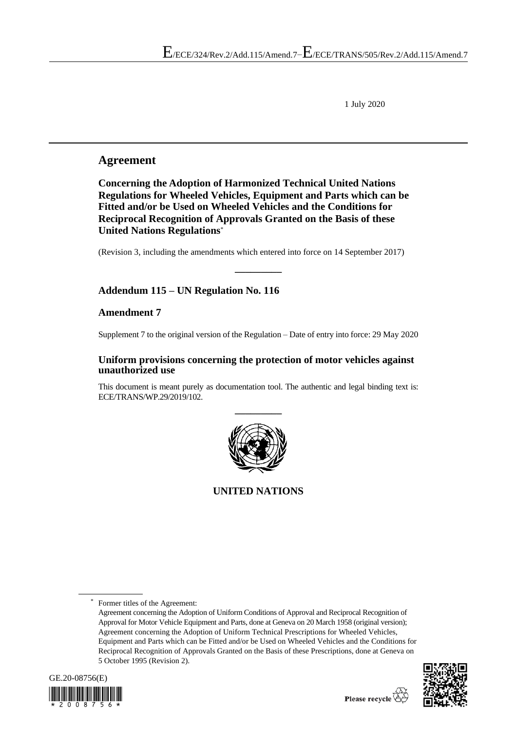E/ECE/324/Rev.2/Add.115/Amend.7−E/ECE/TRANS/505/Rev.2/Add.115/Amend.7

1 July 2020

# Agreement

## Concerning the Adoption of Harmonized Technical United Nations Regulations for Wheeled Vehicles, Equipment and Parts which can be Fitted and/or be Used on Wheeled Vehicles and the Conditions for Reciprocal Recognition of Approvals Granted on the Basis of these United Nations Regulations*

(Revision 3, including the amendments which entered into force on 14 September 2017)

---

## Addendum 115 – UN Regulation No. 116

## Amendment 7

Supplement 7 to the original version of the Regulation – Date of entry into force: 29 May 2020

### Uniform provisions concerning the protection of motor vehicles against unauthorized use

This document is meant purely as documentation tool. The authentic and legal binding text is: ECE/TRANS/WP.29/2019/102.

---

**UNITED NATIONS**

---

* Former titles of the Agreement:
Agreement concerning the Adoption of Uniform Conditions of Approval and Reciprocal Recognition of Approval for Motor Vehicle Equipment and Parts, done at Geneva on 20 March 1958 (original version);
Agreement concerning the Adoption of Uniform Technical Prescriptions for Wheeled Vehicles, Equipment and Parts which can be Fitted and/or be Used on Wheeled Vehicles and the Conditions for Reciprocal Recognition of Approvals Granted on the Basis of these Prescriptions, done at Geneva on 5 October 1995 (Revision 2).

GE.20-08756(E)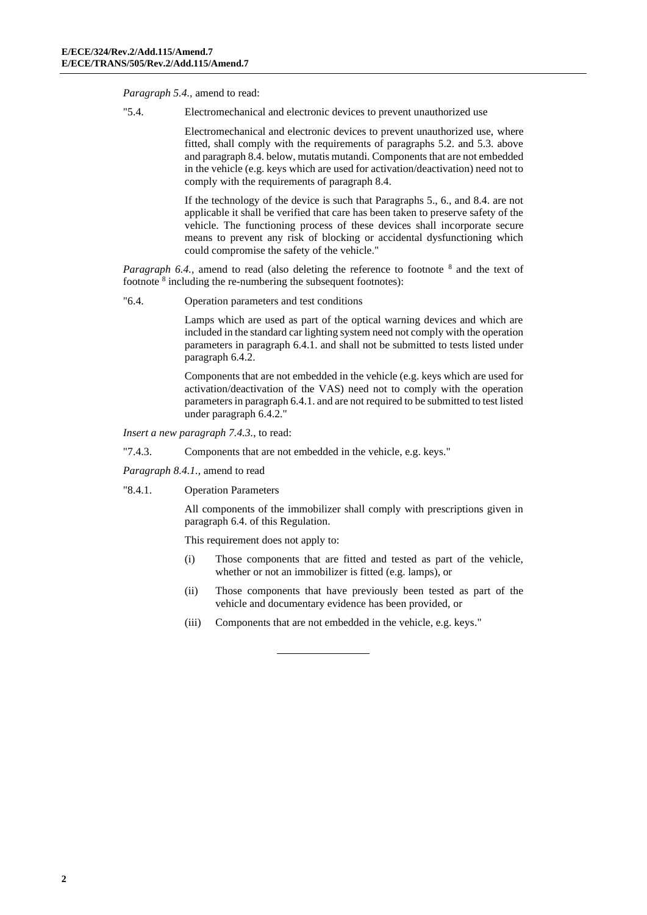*Paragraph 5.4.*, amend to read:

"5.4. Electromechanical and electronic devices to prevent unauthorized use

Electromechanical and electronic devices to prevent unauthorized use, where fitted, shall comply with the requirements of paragraphs 5.2. and 5.3. above and paragraph 8.4. below, mutatis mutandi. Components that are not embedded in the vehicle (e.g. keys which are used for activation/deactivation) need not to comply with the requirements of paragraph 8.4.

If the technology of the device is such that Paragraphs 5., 6., and 8.4. are not applicable it shall be verified that care has been taken to preserve safety of the vehicle. The functioning process of these devices shall incorporate secure means to prevent any risk of blocking or accidental dysfunctioning which could compromise the safety of the vehicle."

*Paragraph 6.4.*, amend to read (also deleting the reference to footnote [8] and the text of footnote [8] including the re-numbering the subsequent footnotes):

"6.4. Operation parameters and test conditions

Lamps which are used as part of the optical warning devices and which are included in the standard car lighting system need not comply with the operation parameters in paragraph 6.4.1. and shall not be submitted to tests listed under paragraph 6.4.2.

Components that are not embedded in the vehicle (e.g. keys which are used for activation/deactivation of the VAS) need not to comply with the operation parameters in paragraph 6.4.1. and are not required to be submitted to test listed under paragraph 6.4.2."

*Insert a new paragraph 7.4.3.*, to read:

"7.4.3. Components that are not embedded in the vehicle, e.g. keys."

*Paragraph 8.4.1.,* amend to read

"8.4.1. Operation Parameters

All components of the immobilizer shall comply with prescriptions given in paragraph 6.4. of this Regulation.

This requirement does not apply to:

(i) Those components that are fitted and tested as part of the vehicle, whether or not an immobilizer is fitted (e.g. lamps), or

(ii) Those components that have previously been tested as part of the vehicle and documentary evidence has been provided, or

(iii) Components that are not embedded in the vehicle, e.g. keys."